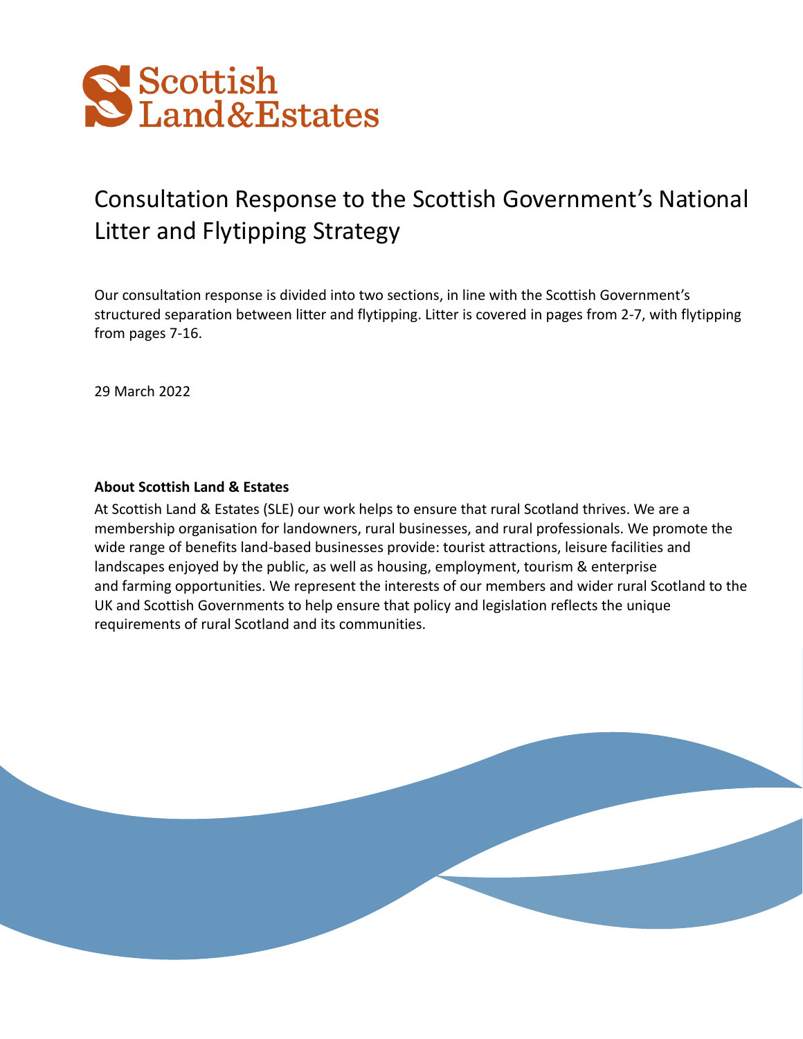Scottish Land&Estates

# Consultation Response to the Scottish Government's National Litter and Flytipping Strategy

Our consultation response is divided into two sections, in line with the Scottish Government's structured separation between litter and flytipping. Litter is covered in pages from 2-7, with flytipping from pages 7-16.

29 March 2022

**About Scottish Land & Estates**

At Scottish Land & Estates (SLE) our work helps to ensure that rural Scotland thrives. We are a membership organisation for landowners, rural businesses, and rural professionals. We promote the wide range of benefits land-based businesses provide: tourist attractions, leisure facilities and landscapes enjoyed by the public, as well as housing, employment, tourism & enterprise and farming opportunities. We represent the interests of our members and wider rural Scotland to the UK and Scottish Governments to help ensure that policy and legislation reflects the unique requirements of rural Scotland and its communities.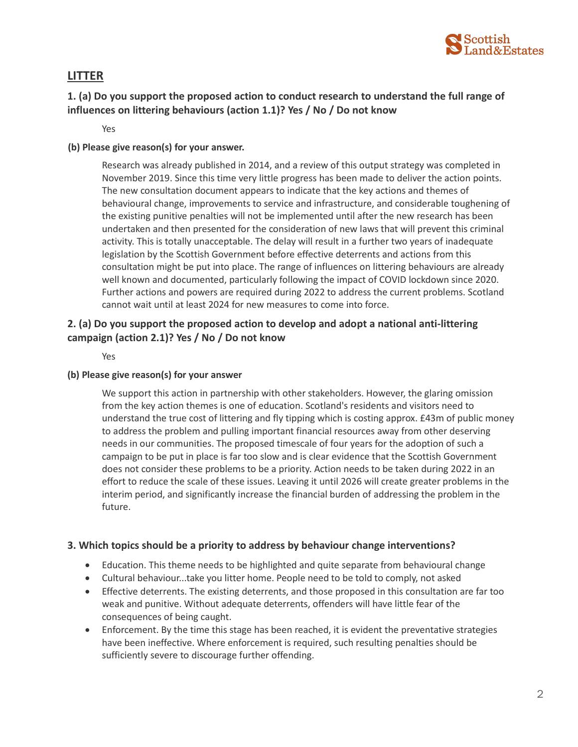## LITTER

### 1. (a) Do you support the proposed action to conduct research to understand the full range of influences on littering behaviours (action 1.1)? Yes / No / Do not know

Yes

**(b) Please give reason(s) for your answer.**

Research was already published in 2014, and a review of this output strategy was completed in November 2019. Since this time very little progress has been made to deliver the action points. The new consultation document appears to indicate that the key actions and themes of behavioural change, improvements to service and infrastructure, and considerable toughening of the existing punitive penalties will not be implemented until after the new research has been undertaken and then presented for the consideration of new laws that will prevent this criminal activity. This is totally unacceptable. The delay will result in a further two years of inadequate legislation by the Scottish Government before effective deterrents and actions from this consultation might be put into place. The range of influences on littering behaviours are already well known and documented, particularly following the impact of COVID lockdown since 2020. Further actions and powers are required during 2022 to address the current problems. Scotland cannot wait until at least 2024 for new measures to come into force.

### 2. (a) Do you support the proposed action to develop and adopt a national anti-littering campaign (action 2.1)? Yes / No / Do not know

Yes

**(b) Please give reason(s) for your answer**

We support this action in partnership with other stakeholders. However, the glaring omission from the key action themes is one of education. Scotland's residents and visitors need to understand the true cost of littering and fly tipping which is costing approx. £43m of public money to address the problem and pulling important financial resources away from other deserving needs in our communities. The proposed timescale of four years for the adoption of such a campaign to be put in place is far too slow and is clear evidence that the Scottish Government does not consider these problems to be a priority. Action needs to be taken during 2022 in an effort to reduce the scale of these issues. Leaving it until 2026 will create greater problems in the interim period, and significantly increase the financial burden of addressing the problem in the future.

### 3. Which topics should be a priority to address by behaviour change interventions?

- Education. This theme needs to be highlighted and quite separate from behavioural change
- Cultural behaviour...take you litter home. People need to be told to comply, not asked
- Effective deterrents. The existing deterrents, and those proposed in this consultation are far too weak and punitive. Without adequate deterrents, offenders will have little fear of the consequences of being caught.
- Enforcement. By the time this stage has been reached, it is evident the preventative strategies have been ineffective. Where enforcement is required, such resulting penalties should be sufficiently severe to discourage further offending.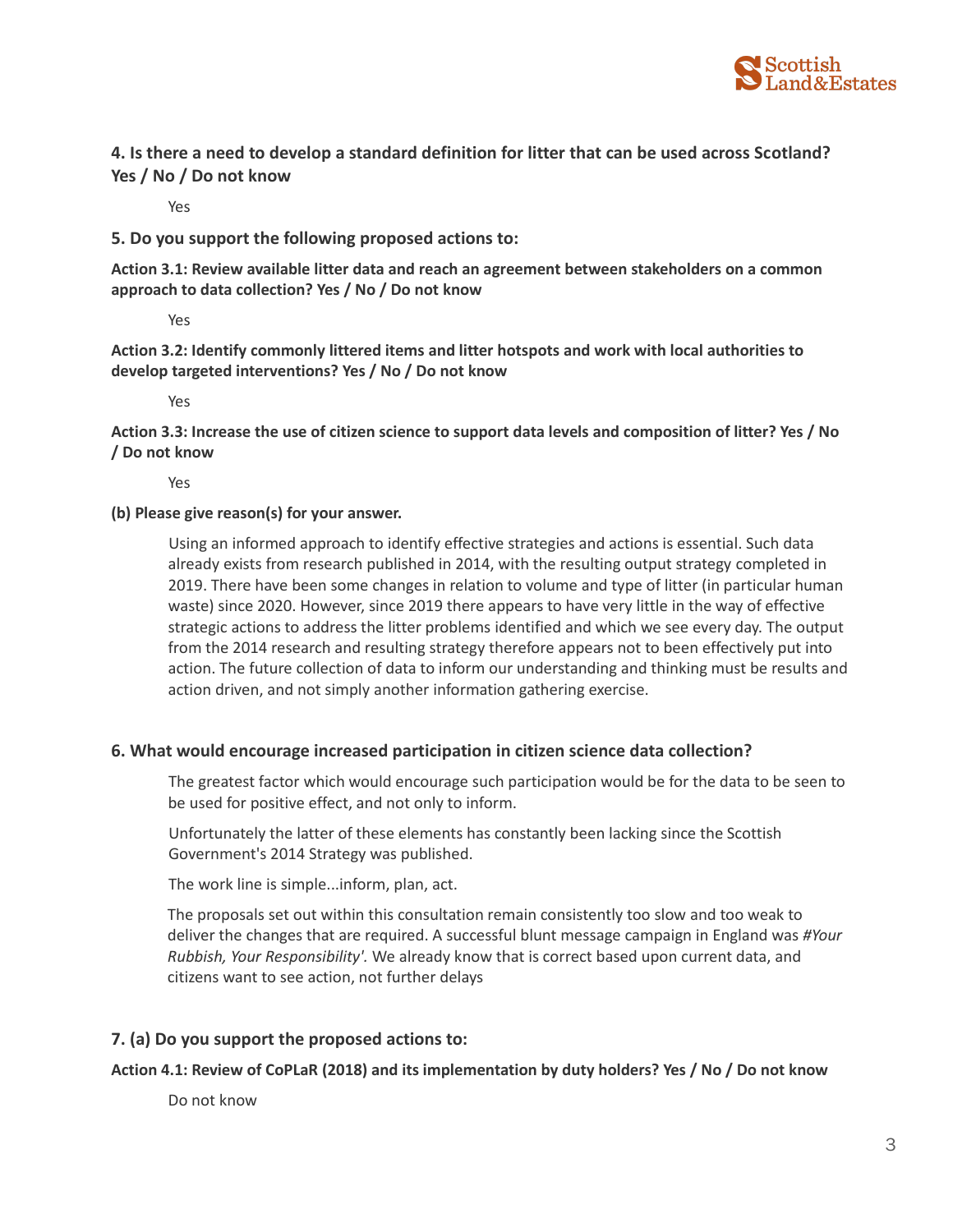**4. Is there a need to develop a standard definition for litter that can be used across Scotland? Yes / No / Do not know**

Yes

**5. Do you support the following proposed actions to:**

**Action 3.1: Review available litter data and reach an agreement between stakeholders on a common approach to data collection? Yes / No / Do not know**

Yes

**Action 3.2: Identify commonly littered items and litter hotspots and work with local authorities to develop targeted interventions? Yes / No / Do not know**

Yes

**Action 3.3: Increase the use of citizen science to support data levels and composition of litter? Yes / No / Do not know**

Yes

**(b) Please give reason(s) for your answer.**

Using an informed approach to identify effective strategies and actions is essential. Such data already exists from research published in 2014, with the resulting output strategy completed in 2019. There have been some changes in relation to volume and type of litter (in particular human waste) since 2020. However, since 2019 there appears to have very little in the way of effective strategic actions to address the litter problems identified and which we see every day. The output from the 2014 research and resulting strategy therefore appears not to been effectively put into action. The future collection of data to inform our understanding and thinking must be results and action driven, and not simply another information gathering exercise.

**6. What would encourage increased participation in citizen science data collection?**

The greatest factor which would encourage such participation would be for the data to be seen to be used for positive effect, and not only to inform.

Unfortunately the latter of these elements has constantly been lacking since the Scottish Government's 2014 Strategy was published.

The work line is simple...inform, plan, act.

The proposals set out within this consultation remain consistently too slow and too weak to deliver the changes that are required. A successful blunt message campaign in England was *#Your Rubbish, Your Responsibility'*. We already know that is correct based upon current data, and citizens want to see action, not further delays

**7. (a) Do you support the proposed actions to:**

**Action 4.1: Review of CoPLaR (2018) and its implementation by duty holders? Yes / No / Do not know**

Do not know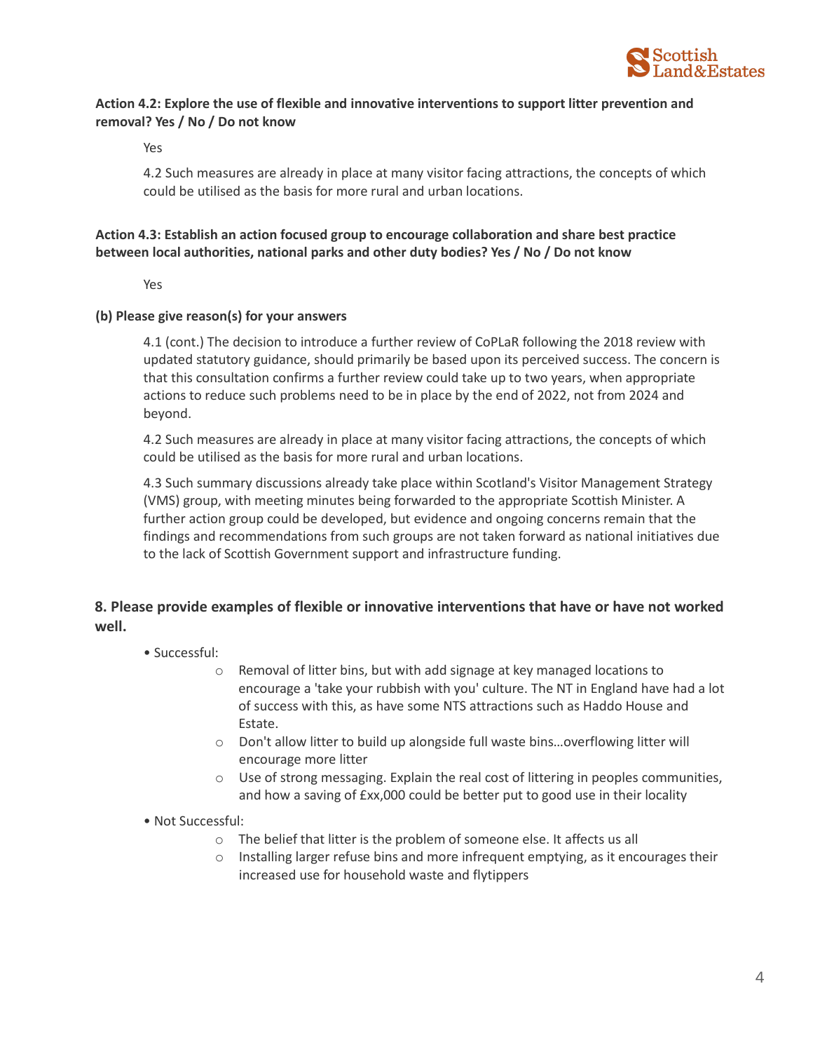**Action 4.2: Explore the use of flexible and innovative interventions to support litter prevention and removal? Yes / No / Do not know**

Yes

4.2 Such measures are already in place at many visitor facing attractions, the concepts of which could be utilised as the basis for more rural and urban locations.

**Action 4.3: Establish an action focused group to encourage collaboration and share best practice between local authorities, national parks and other duty bodies? Yes / No / Do not know**

Yes

**(b) Please give reason(s) for your answers**

4.1 (cont.) The decision to introduce a further review of CoPLaR following the 2018 review with updated statutory guidance, should primarily be based upon its perceived success. The concern is that this consultation confirms a further review could take up to two years, when appropriate actions to reduce such problems need to be in place by the end of 2022, not from 2024 and beyond.

4.2 Such measures are already in place at many visitor facing attractions, the concepts of which could be utilised as the basis for more rural and urban locations.

4.3 Such summary discussions already take place within Scotland's Visitor Management Strategy (VMS) group, with meeting minutes being forwarded to the appropriate Scottish Minister. A further action group could be developed, but evidence and ongoing concerns remain that the findings and recommendations from such groups are not taken forward as national initiatives due to the lack of Scottish Government support and infrastructure funding.

## 8. Please provide examples of flexible or innovative interventions that have or have not worked well.

- Successful:
    - Removal of litter bins, but with add signage at key managed locations to encourage a 'take your rubbish with you' culture. The NT in England have had a lot of success with this, as have some NTS attractions such as Haddo House and Estate.
    - Don't allow litter to build up alongside full waste bins…overflowing litter will encourage more litter
    - Use of strong messaging. Explain the real cost of littering in peoples communities, and how a saving of £xx,000 could be better put to good use in their locality
- Not Successful:
    - The belief that litter is the problem of someone else. It affects us all
    - Installing larger refuse bins and more infrequent emptying, as it encourages their increased use for household waste and flytippers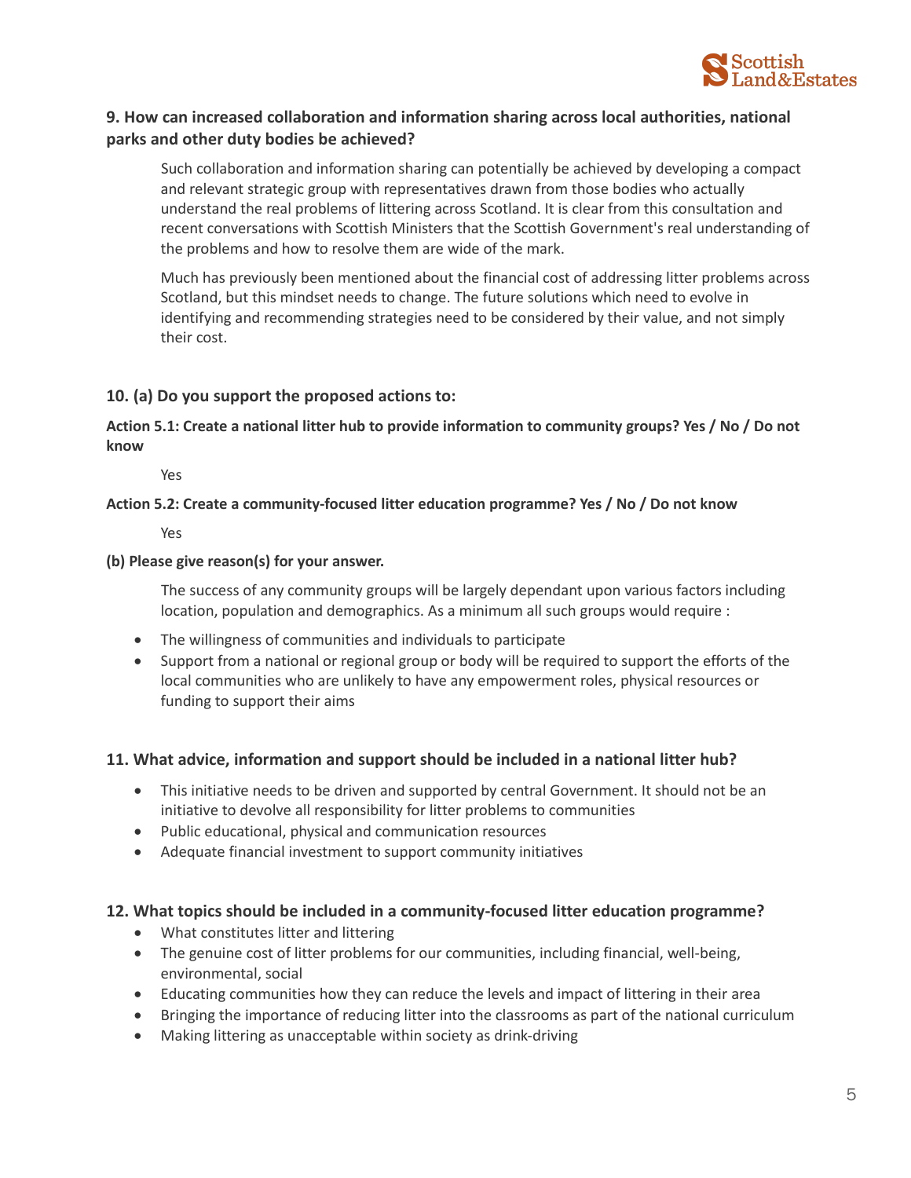**9. How can increased collaboration and information sharing across local authorities, national parks and other duty bodies be achieved?**

Such collaboration and information sharing can potentially be achieved by developing a compact and relevant strategic group with representatives drawn from those bodies who actually understand the real problems of littering across Scotland. It is clear from this consultation and recent conversations with Scottish Ministers that the Scottish Government's real understanding of the problems and how to resolve them are wide of the mark.

Much has previously been mentioned about the financial cost of addressing litter problems across Scotland, but this mindset needs to change. The future solutions which need to evolve in identifying and recommending strategies need to be considered by their value, and not simply their cost.

**10. (a) Do you support the proposed actions to:**

**Action 5.1: Create a national litter hub to provide information to community groups? Yes / No / Do not know**

Yes

**Action 5.2: Create a community-focused litter education programme? Yes / No / Do not know**

Yes

**(b) Please give reason(s) for your answer.**

The success of any community groups will be largely dependant upon various factors including location, population and demographics. As a minimum all such groups would require :

- The willingness of communities and individuals to participate
- Support from a national or regional group or body will be required to support the efforts of the local communities who are unlikely to have any empowerment roles, physical resources or funding to support their aims

**11. What advice, information and support should be included in a national litter hub?**

- This initiative needs to be driven and supported by central Government. It should not be an initiative to devolve all responsibility for litter problems to communities
- Public educational, physical and communication resources
- Adequate financial investment to support community initiatives

**12. What topics should be included in a community-focused litter education programme?**

- What constitutes litter and littering
- The genuine cost of litter problems for our communities, including financial, well-being, environmental, social
- Educating communities how they can reduce the levels and impact of littering in their area
- Bringing the importance of reducing litter into the classrooms as part of the national curriculum
- Making littering as unacceptable within society as drink-driving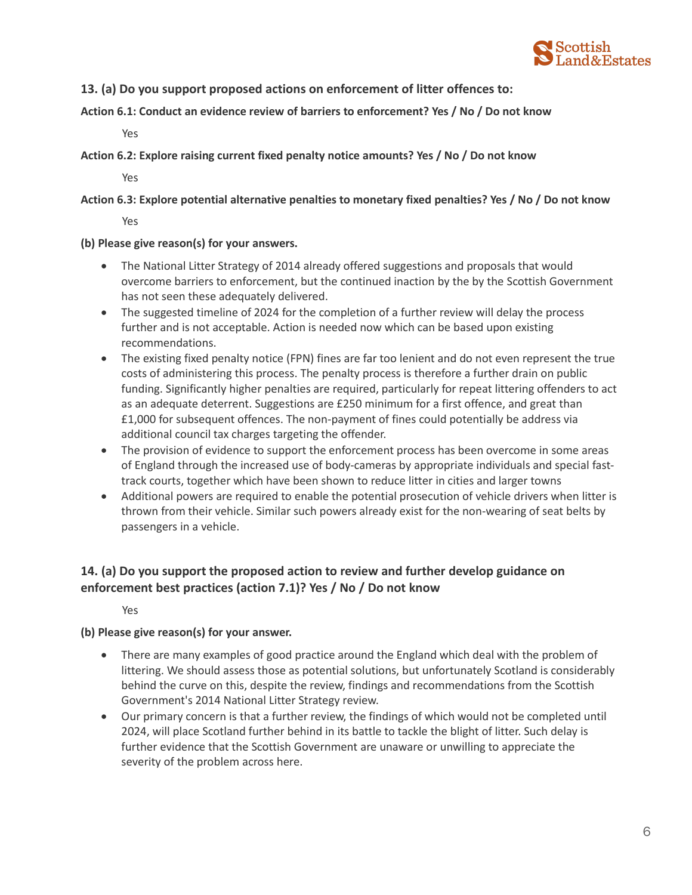**13. (a) Do you support proposed actions on enforcement of litter offences to:**

**Action 6.1: Conduct an evidence review of barriers to enforcement? Yes / No / Do not know**

Yes

**Action 6.2: Explore raising current fixed penalty notice amounts? Yes / No / Do not know**

Yes

**Action 6.3: Explore potential alternative penalties to monetary fixed penalties? Yes / No / Do not know**

Yes

**(b) Please give reason(s) for your answers.**

- The National Litter Strategy of 2014 already offered suggestions and proposals that would overcome barriers to enforcement, but the continued inaction by the by the Scottish Government has not seen these adequately delivered.
- The suggested timeline of 2024 for the completion of a further review will delay the process further and is not acceptable. Action is needed now which can be based upon existing recommendations.
- The existing fixed penalty notice (FPN) fines are far too lenient and do not even represent the true costs of administering this process. The penalty process is therefore a further drain on public funding. Significantly higher penalties are required, particularly for repeat littering offenders to act as an adequate deterrent. Suggestions are £250 minimum for a first offence, and great than £1,000 for subsequent offences. The non-payment of fines could potentially be address via additional council tax charges targeting the offender.
- The provision of evidence to support the enforcement process has been overcome in some areas of England through the increased use of body-cameras by appropriate individuals and special fast-track courts, together which have been shown to reduce litter in cities and larger towns
- Additional powers are required to enable the potential prosecution of vehicle drivers when litter is thrown from their vehicle. Similar such powers already exist for the non-wearing of seat belts by passengers in a vehicle.

**14. (a) Do you support the proposed action to review and further develop guidance on enforcement best practices (action 7.1)? Yes / No / Do not know**

Yes

**(b) Please give reason(s) for your answer.**

- There are many examples of good practice around the England which deal with the problem of littering. We should assess those as potential solutions, but unfortunately Scotland is considerably behind the curve on this, despite the review, findings and recommendations from the Scottish Government's 2014 National Litter Strategy review.
- Our primary concern is that a further review, the findings of which would not be completed until 2024, will place Scotland further behind in its battle to tackle the blight of litter. Such delay is further evidence that the Scottish Government are unaware or unwilling to appreciate the severity of the problem across here.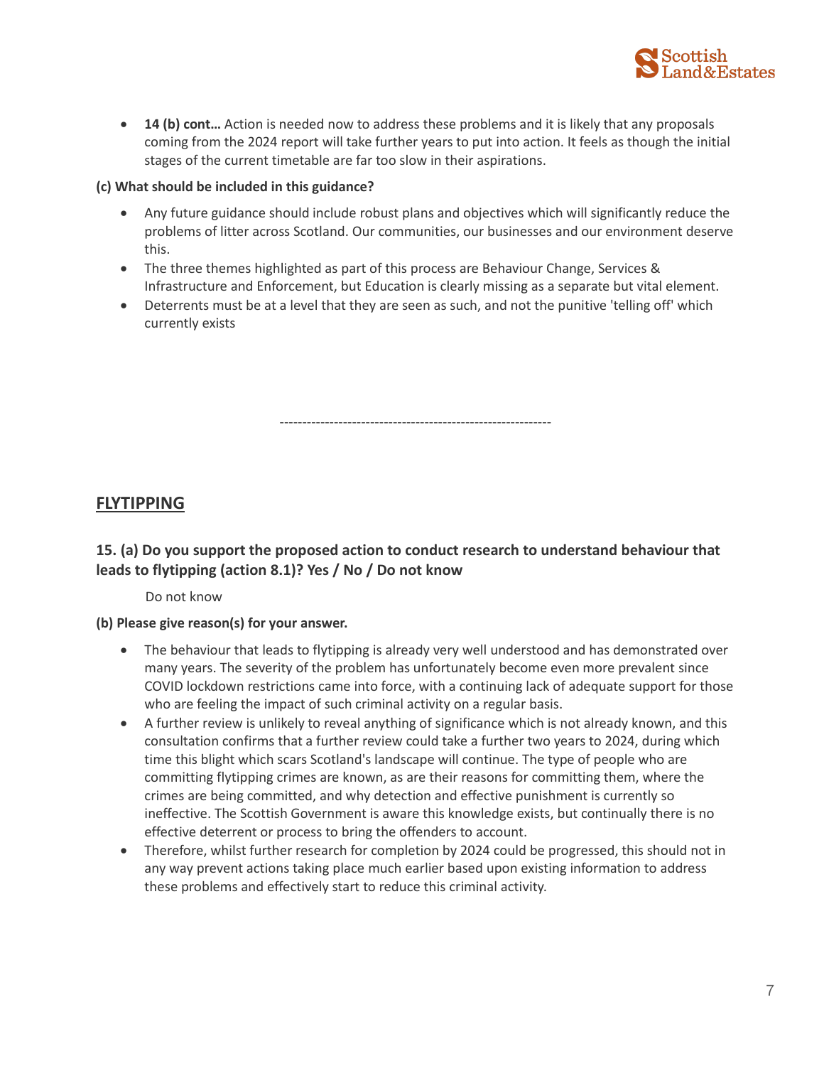- **14 (b) cont…** Action is needed now to address these problems and it is likely that any proposals coming from the 2024 report will take further years to put into action. It feels as though the initial stages of the current timetable are far too slow in their aspirations.

**(c) What should be included in this guidance?**

- Any future guidance should include robust plans and objectives which will significantly reduce the problems of litter across Scotland. Our communities, our businesses and our environment deserve this.
- The three themes highlighted as part of this process are Behaviour Change, Services & Infrastructure and Enforcement, but Education is clearly missing as a separate but vital element.
- Deterrents must be at a level that they are seen as such, and not the punitive 'telling off' which currently exists

------------------------------------------------------------

## FLYTIPPING

### 15. (a) Do you support the proposed action to conduct research to understand behaviour that leads to flytipping (action 8.1)? Yes / No / Do not know

Do not know

**(b) Please give reason(s) for your answer.**

- The behaviour that leads to flytipping is already very well understood and has demonstrated over many years. The severity of the problem has unfortunately become even more prevalent since COVID lockdown restrictions came into force, with a continuing lack of adequate support for those who are feeling the impact of such criminal activity on a regular basis.
- A further review is unlikely to reveal anything of significance which is not already known, and this consultation confirms that a further review could take a further two years to 2024, during which time this blight which scars Scotland's landscape will continue. The type of people who are committing flytipping crimes are known, as are their reasons for committing them, where the crimes are being committed, and why detection and effective punishment is currently so ineffective. The Scottish Government is aware this knowledge exists, but continually there is no effective deterrent or process to bring the offenders to account.
- Therefore, whilst further research for completion by 2024 could be progressed, this should not in any way prevent actions taking place much earlier based upon existing information to address these problems and effectively start to reduce this criminal activity.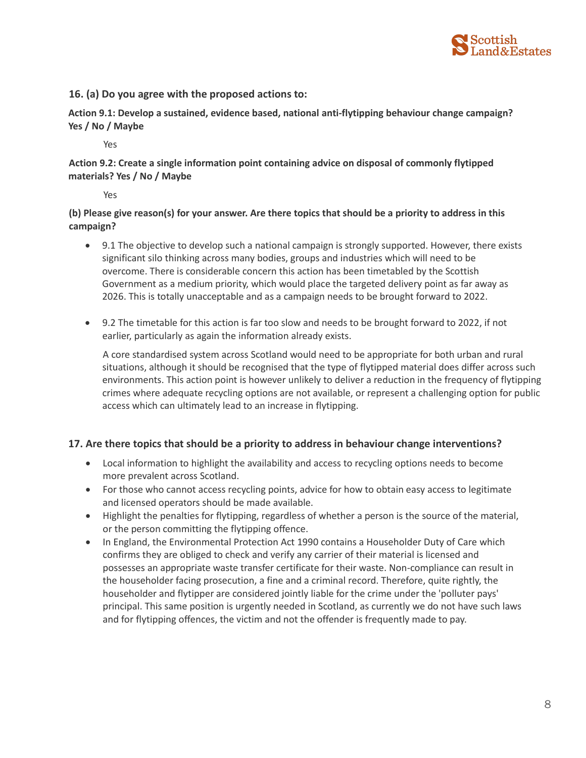**16. (a) Do you agree with the proposed actions to:**

**Action 9.1: Develop a sustained, evidence based, national anti-flytipping behaviour change campaign? Yes / No / Maybe**

Yes

**Action 9.2: Create a single information point containing advice on disposal of commonly flytipped materials? Yes / No / Maybe**

Yes

**(b) Please give reason(s) for your answer. Are there topics that should be a priority to address in this campaign?**

- 9.1 The objective to develop such a national campaign is strongly supported. However, there exists significant silo thinking across many bodies, groups and industries which will need to be overcome. There is considerable concern this action has been timetabled by the Scottish Government as a medium priority, which would place the targeted delivery point as far away as 2026. This is totally unacceptable and as a campaign needs to be brought forward to 2022.

- 9.2 The timetable for this action is far too slow and needs to be brought forward to 2022, if not earlier, particularly as again the information already exists.

  A core standardised system across Scotland would need to be appropriate for both urban and rural situations, although it should be recognised that the type of flytipped material does differ across such environments. This action point is however unlikely to deliver a reduction in the frequency of flytipping crimes where adequate recycling options are not available, or represent a challenging option for public access which can ultimately lead to an increase in flytipping.

**17. Are there topics that should be a priority to address in behaviour change interventions?**

- Local information to highlight the availability and access to recycling options needs to become more prevalent across Scotland.
- For those who cannot access recycling points, advice for how to obtain easy access to legitimate and licensed operators should be made available.
- Highlight the penalties for flytipping, regardless of whether a person is the source of the material, or the person committing the flytipping offence.
- In England, the Environmental Protection Act 1990 contains a Householder Duty of Care which confirms they are obliged to check and verify any carrier of their material is licensed and possesses an appropriate waste transfer certificate for their waste. Non-compliance can result in the householder facing prosecution, a fine and a criminal record. Therefore, quite rightly, the householder and flytipper are considered jointly liable for the crime under the 'polluter pays' principal. This same position is urgently needed in Scotland, as currently we do not have such laws and for flytipping offences, the victim and not the offender is frequently made to pay.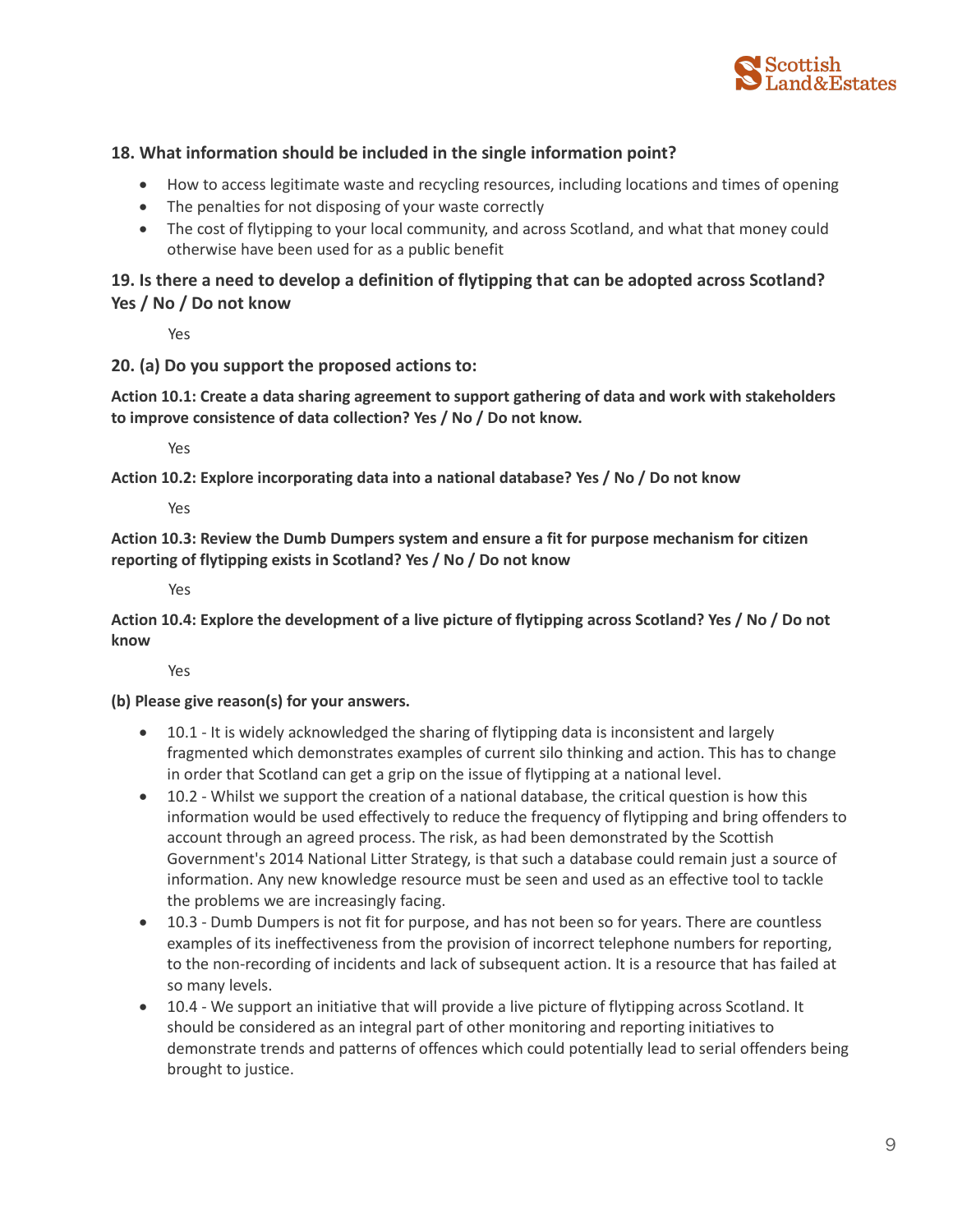**18. What information should be included in the single information point?**

- How to access legitimate waste and recycling resources, including locations and times of opening
- The penalties for not disposing of your waste correctly
- The cost of flytipping to your local community, and across Scotland, and what that money could otherwise have been used for as a public benefit

**19. Is there a need to develop a definition of flytipping that can be adopted across Scotland? Yes / No / Do not know**

Yes

**20. (a) Do you support the proposed actions to:**

**Action 10.1: Create a data sharing agreement to support gathering of data and work with stakeholders to improve consistence of data collection? Yes / No / Do not know.**

Yes

**Action 10.2: Explore incorporating data into a national database? Yes / No / Do not know**

Yes

**Action 10.3: Review the Dumb Dumpers system and ensure a fit for purpose mechanism for citizen reporting of flytipping exists in Scotland? Yes / No / Do not know**

Yes

**Action 10.4: Explore the development of a live picture of flytipping across Scotland? Yes / No / Do not know**

Yes

**(b) Please give reason(s) for your answers.**

- 10.1 - It is widely acknowledged the sharing of flytipping data is inconsistent and largely fragmented which demonstrates examples of current silo thinking and action. This has to change in order that Scotland can get a grip on the issue of flytipping at a national level.
- 10.2 - Whilst we support the creation of a national database, the critical question is how this information would be used effectively to reduce the frequency of flytipping and bring offenders to account through an agreed process. The risk, as had been demonstrated by the Scottish Government's 2014 National Litter Strategy, is that such a database could remain just a source of information. Any new knowledge resource must be seen and used as an effective tool to tackle the problems we are increasingly facing.
- 10.3 - Dumb Dumpers is not fit for purpose, and has not been so for years. There are countless examples of its ineffectiveness from the provision of incorrect telephone numbers for reporting, to the non-recording of incidents and lack of subsequent action. It is a resource that has failed at so many levels.
- 10.4 - We support an initiative that will provide a live picture of flytipping across Scotland. It should be considered as an integral part of other monitoring and reporting initiatives to demonstrate trends and patterns of offences which could potentially lead to serial offenders being brought to justice.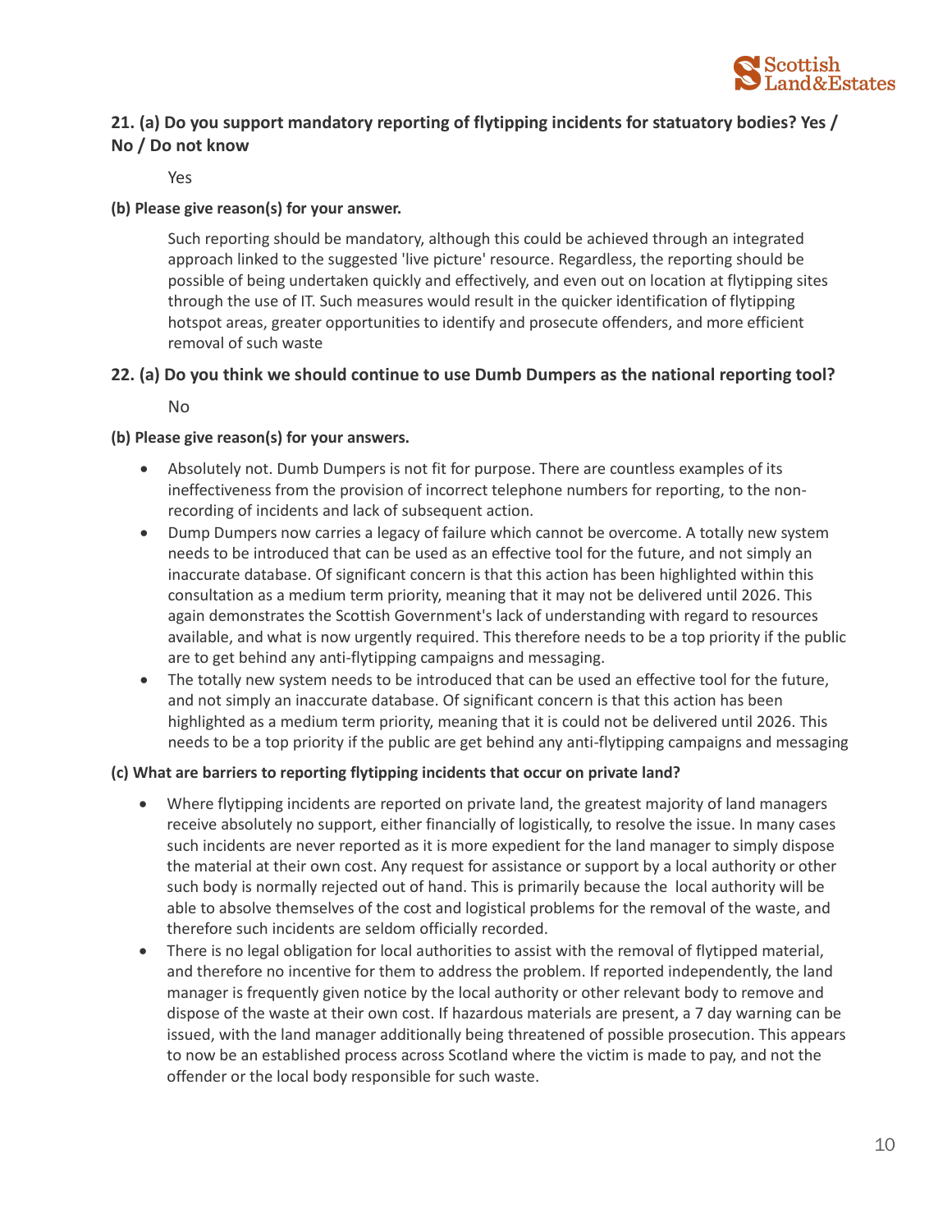**21. (a) Do you support mandatory reporting of flytipping incidents for statutory bodies? Yes / No / Do not know**

Yes

**(b) Please give reason(s) for your answer.**

Such reporting should be mandatory, although this could be achieved through an integrated approach linked to the suggested 'live picture' resource. Regardless, the reporting should be possible of being undertaken quickly and effectively, and even out on location at flytipping sites through the use of IT. Such measures would result in the quicker identification of flytipping hotspot areas, greater opportunities to identify and prosecute offenders, and more efficient removal of such waste

**22. (a) Do you think we should continue to use Dumb Dumpers as the national reporting tool?**

No

**(b) Please give reason(s) for your answers.**

- Absolutely not. Dumb Dumpers is not fit for purpose. There are countless examples of its ineffectiveness from the provision of incorrect telephone numbers for reporting, to the non-recording of incidents and lack of subsequent action.
- Dump Dumpers now carries a legacy of failure which cannot be overcome. A totally new system needs to be introduced that can be used as an effective tool for the future, and not simply an inaccurate database. Of significant concern is that this action has been highlighted within this consultation as a medium term priority, meaning that it may not be delivered until 2026. This again demonstrates the Scottish Government's lack of understanding with regard to resources available, and what is now urgently required. This therefore needs to be a top priority if the public are to get behind any anti-flytipping campaigns and messaging.
- The totally new system needs to be introduced that can be used an effective tool for the future, and not simply an inaccurate database. Of significant concern is that this action has been highlighted as a medium term priority, meaning that it is could not be delivered until 2026. This needs to be a top priority if the public are get behind any anti-flytipping campaigns and messaging

**(c) What are barriers to reporting flytipping incidents that occur on private land?**

- Where flytipping incidents are reported on private land, the greatest majority of land managers receive absolutely no support, either financially of logistically, to resolve the issue. In many cases such incidents are never reported as it is more expedient for the land manager to simply dispose the material at their own cost. Any request for assistance or support by a local authority or other such body is normally rejected out of hand. This is primarily because the local authority will be able to absolve themselves of the cost and logistical problems for the removal of the waste, and therefore such incidents are seldom officially recorded.
- There is no legal obligation for local authorities to assist with the removal of flytipped material, and therefore no incentive for them to address the problem. If reported independently, the land manager is frequently given notice by the local authority or other relevant body to remove and dispose of the waste at their own cost. If hazardous materials are present, a 7 day warning can be issued, with the land manager additionally being threatened of possible prosecution. This appears to now be an established process across Scotland where the victim is made to pay, and not the offender or the local body responsible for such waste.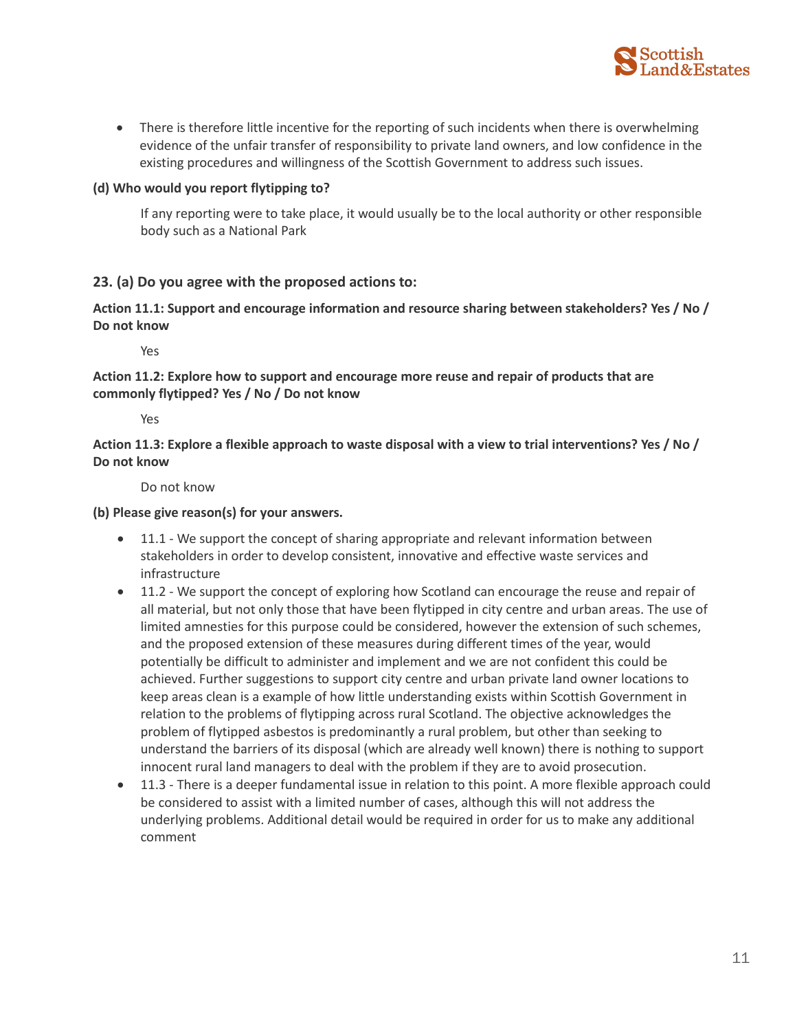- There is therefore little incentive for the reporting of such incidents when there is overwhelming evidence of the unfair transfer of responsibility to private land owners, and low confidence in the existing procedures and willingness of the Scottish Government to address such issues.

**(d) Who would you report flytipping to?**

If any reporting were to take place, it would usually be to the local authority or other responsible body such as a National Park

### 23. (a) Do you agree with the proposed actions to:

**Action 11.1: Support and encourage information and resource sharing between stakeholders? Yes / No / Do not know**

Yes

**Action 11.2: Explore how to support and encourage more reuse and repair of products that are commonly flytipped? Yes / No / Do not know**

Yes

**Action 11.3: Explore a flexible approach to waste disposal with a view to trial interventions? Yes / No / Do not know**

Do not know

**(b) Please give reason(s) for your answers.**

- 11.1 - We support the concept of sharing appropriate and relevant information between stakeholders in order to develop consistent, innovative and effective waste services and infrastructure
- 11.2 - We support the concept of exploring how Scotland can encourage the reuse and repair of all material, but not only those that have been flytipped in city centre and urban areas. The use of limited amnesties for this purpose could be considered, however the extension of such schemes, and the proposed extension of these measures during different times of the year, would potentially be difficult to administer and implement and we are not confident this could be achieved. Further suggestions to support city centre and urban private land owner locations to keep areas clean is a example of how little understanding exists within Scottish Government in relation to the problems of flytipping across rural Scotland. The objective acknowledges the problem of flytipped asbestos is predominantly a rural problem, but other than seeking to understand the barriers of its disposal (which are already well known) there is nothing to support innocent rural land managers to deal with the problem if they are to avoid prosecution.
- 11.3 - There is a deeper fundamental issue in relation to this point. A more flexible approach could be considered to assist with a limited number of cases, although this will not address the underlying problems. Additional detail would be required in order for us to make any additional comment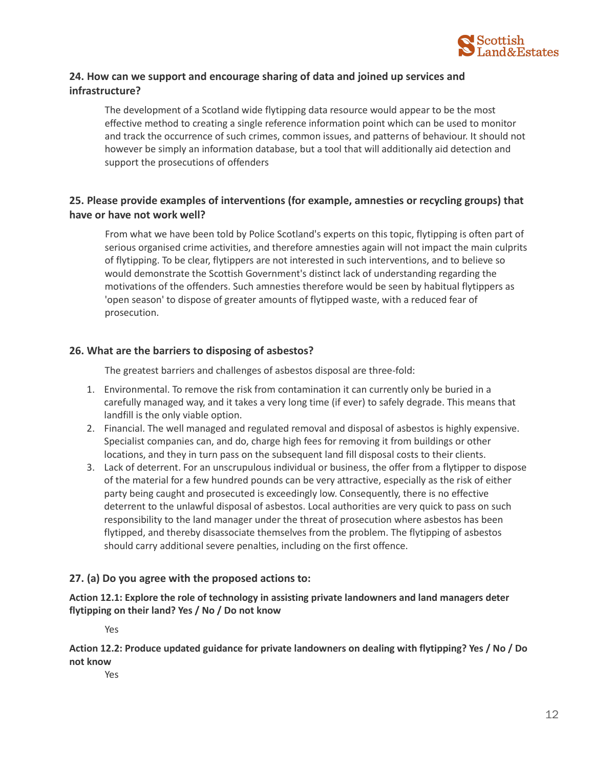**24. How can we support and encourage sharing of data and joined up services and infrastructure?**

The development of a Scotland wide flytipping data resource would appear to be the most effective method to creating a single reference information point which can be used to monitor and track the occurrence of such crimes, common issues, and patterns of behaviour. It should not however be simply an information database, but a tool that will additionally aid detection and support the prosecutions of offenders

**25. Please provide examples of interventions (for example, amnesties or recycling groups) that have or have not work well?**

From what we have been told by Police Scotland's experts on this topic, flytipping is often part of serious organised crime activities, and therefore amnesties again will not impact the main culprits of flytipping. To be clear, flytippers are not interested in such interventions, and to believe so would demonstrate the Scottish Government's distinct lack of understanding regarding the motivations of the offenders. Such amnesties therefore would be seen by habitual flytippers as 'open season' to dispose of greater amounts of flytipped waste, with a reduced fear of prosecution.

**26. What are the barriers to disposing of asbestos?**

The greatest barriers and challenges of asbestos disposal are three-fold:

1. Environmental. To remove the risk from contamination it can currently only be buried in a carefully managed way, and it takes a very long time (if ever) to safely degrade. This means that landfill is the only viable option.
2. Financial. The well managed and regulated removal and disposal of asbestos is highly expensive. Specialist companies can, and do, charge high fees for removing it from buildings or other locations, and they in turn pass on the subsequent land fill disposal costs to their clients.
3. Lack of deterrent. For an unscrupulous individual or business, the offer from a flytipper to dispose of the material for a few hundred pounds can be very attractive, especially as the risk of either party being caught and prosecuted is exceedingly low. Consequently, there is no effective deterrent to the unlawful disposal of asbestos. Local authorities are very quick to pass on such responsibility to the land manager under the threat of prosecution where asbestos has been flytipped, and thereby disassociate themselves from the problem. The flytipping of asbestos should carry additional severe penalties, including on the first offence.

**27. (a) Do you agree with the proposed actions to:**

**Action 12.1: Explore the role of technology in assisting private landowners and land managers deter flytipping on their land? Yes / No / Do not know**

Yes

**Action 12.2: Produce updated guidance for private landowners on dealing with flytipping? Yes / No / Do not know**

Yes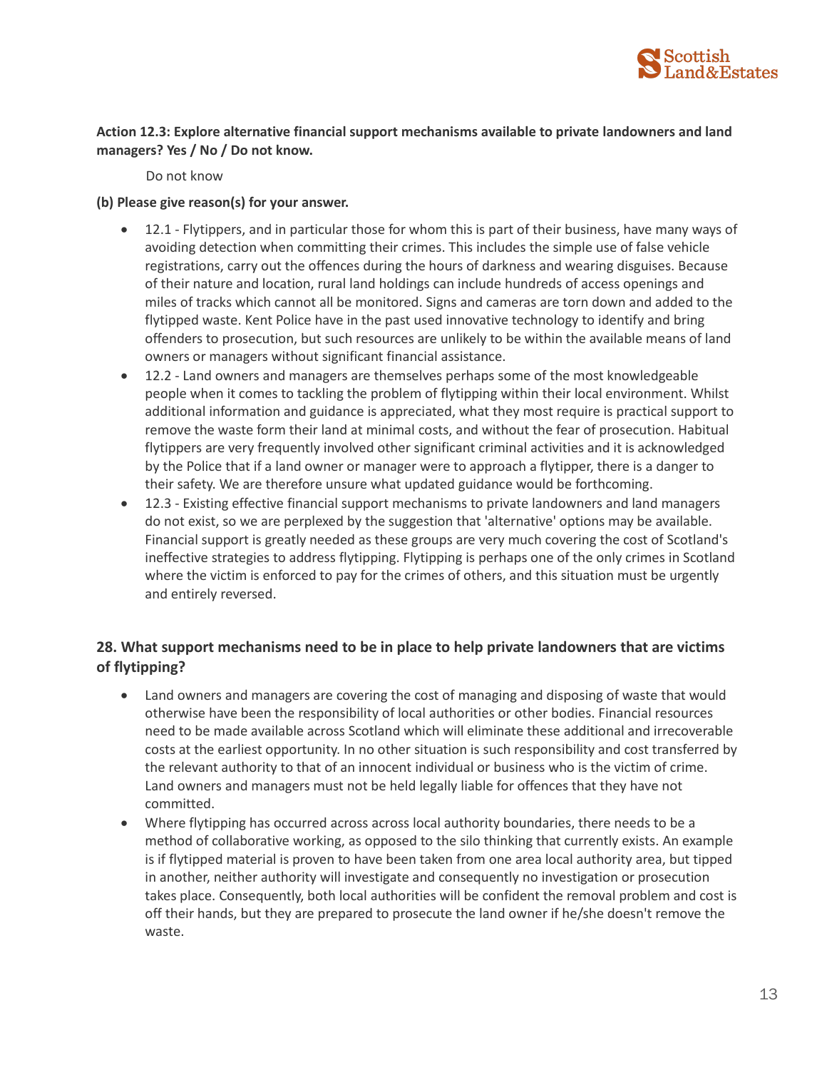**Action 12.3: Explore alternative financial support mechanisms available to private landowners and land managers? Yes / No / Do not know.**

Do not know

**(b) Please give reason(s) for your answer.**

- 12.1 - Flytippers, and in particular those for whom this is part of their business, have many ways of avoiding detection when committing their crimes. This includes the simple use of false vehicle registrations, carry out the offences during the hours of darkness and wearing disguises. Because of their nature and location, rural land holdings can include hundreds of access openings and miles of tracks which cannot all be monitored. Signs and cameras are torn down and added to the flytipped waste. Kent Police have in the past used innovative technology to identify and bring offenders to prosecution, but such resources are unlikely to be within the available means of land owners or managers without significant financial assistance.
- 12.2 - Land owners and managers are themselves perhaps some of the most knowledgeable people when it comes to tackling the problem of flytipping within their local environment. Whilst additional information and guidance is appreciated, what they most require is practical support to remove the waste form their land at minimal costs, and without the fear of prosecution. Habitual flytippers are very frequently involved other significant criminal activities and it is acknowledged by the Police that if a land owner or manager were to approach a flytipper, there is a danger to their safety. We are therefore unsure what updated guidance would be forthcoming.
- 12.3 - Existing effective financial support mechanisms to private landowners and land managers do not exist, so we are perplexed by the suggestion that 'alternative' options may be available. Financial support is greatly needed as these groups are very much covering the cost of Scotland's ineffective strategies to address flytipping. Flytipping is perhaps one of the only crimes in Scotland where the victim is enforced to pay for the crimes of others, and this situation must be urgently and entirely reversed.

## 28. What support mechanisms need to be in place to help private landowners that are victims of flytipping?

- Land owners and managers are covering the cost of managing and disposing of waste that would otherwise have been the responsibility of local authorities or other bodies. Financial resources need to be made available across Scotland which will eliminate these additional and irrecoverable costs at the earliest opportunity. In no other situation is such responsibility and cost transferred by the relevant authority to that of an innocent individual or business who is the victim of crime. Land owners and managers must not be held legally liable for offences that they have not committed.
- Where flytipping has occurred across across local authority boundaries, there needs to be a method of collaborative working, as opposed to the silo thinking that currently exists. An example is if flytipped material is proven to have been taken from one area local authority area, but tipped in another, neither authority will investigate and consequently no investigation or prosecution takes place. Consequently, both local authorities will be confident the removal problem and cost is off their hands, but they are prepared to prosecute the land owner if he/she doesn't remove the waste.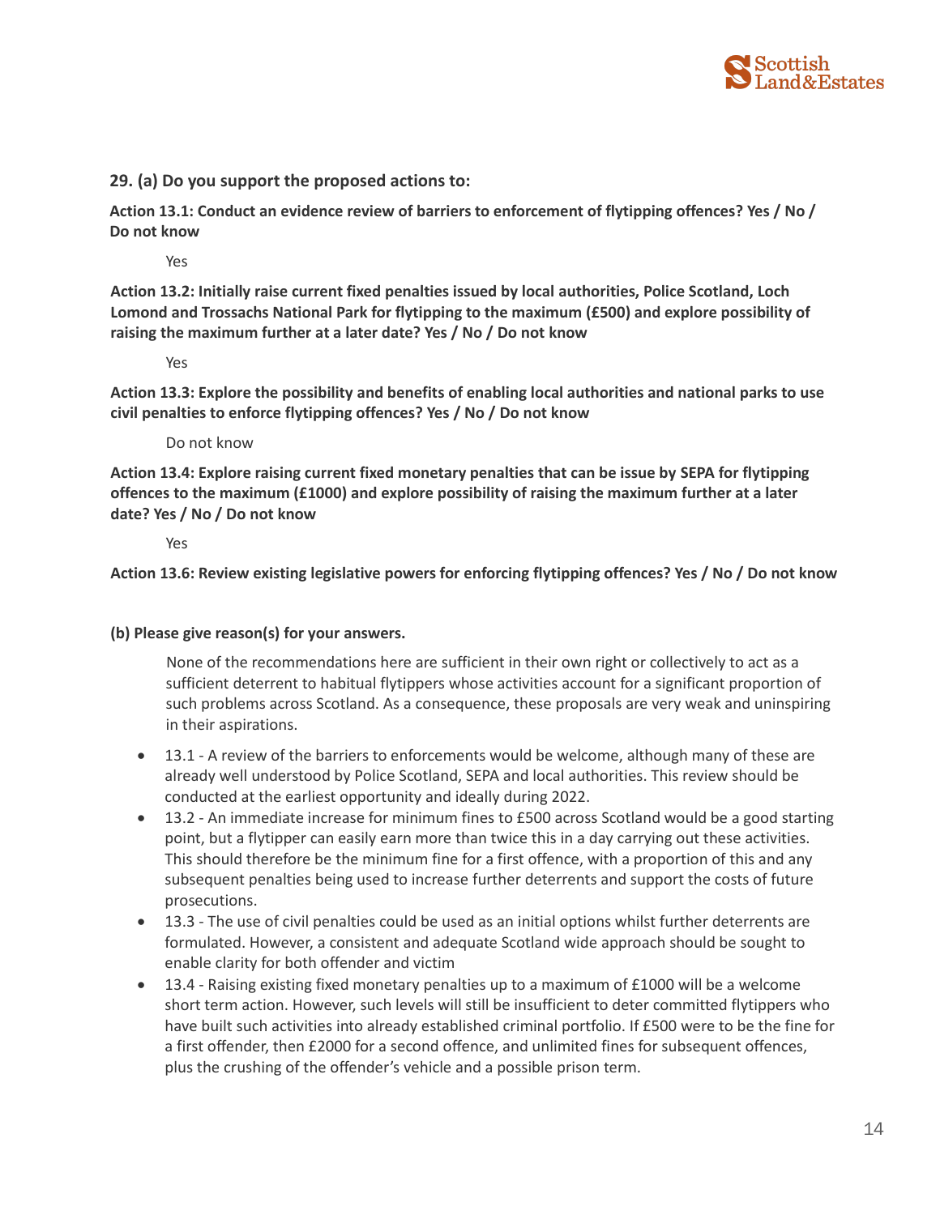**29. (a) Do you support the proposed actions to:**

**Action 13.1: Conduct an evidence review of barriers to enforcement of flytipping offences? Yes / No / Do not know**

Yes

**Action 13.2: Initially raise current fixed penalties issued by local authorities, Police Scotland, Loch Lomond and Trossachs National Park for flytipping to the maximum (£500) and explore possibility of raising the maximum further at a later date? Yes / No / Do not know**

Yes

**Action 13.3: Explore the possibility and benefits of enabling local authorities and national parks to use civil penalties to enforce flytipping offences? Yes / No / Do not know**

Do not know

**Action 13.4: Explore raising current fixed monetary penalties that can be issue by SEPA for flytipping offences to the maximum (£1000) and explore possibility of raising the maximum further at a later date? Yes / No / Do not know**

Yes

**Action 13.6: Review existing legislative powers for enforcing flytipping offences? Yes / No / Do not know**

**(b) Please give reason(s) for your answers.**

None of the recommendations here are sufficient in their own right or collectively to act as a sufficient deterrent to habitual flytippers whose activities account for a significant proportion of such problems across Scotland. As a consequence, these proposals are very weak and uninspiring in their aspirations.

- 13.1 - A review of the barriers to enforcements would be welcome, although many of these are already well understood by Police Scotland, SEPA and local authorities. This review should be conducted at the earliest opportunity and ideally during 2022.
- 13.2 - An immediate increase for minimum fines to £500 across Scotland would be a good starting point, but a flytipper can easily earn more than twice this in a day carrying out these activities. This should therefore be the minimum fine for a first offence, with a proportion of this and any subsequent penalties being used to increase further deterrents and support the costs of future prosecutions.
- 13.3 - The use of civil penalties could be used as an initial options whilst further deterrents are formulated. However, a consistent and adequate Scotland wide approach should be sought to enable clarity for both offender and victim
- 13.4 - Raising existing fixed monetary penalties up to a maximum of £1000 will be a welcome short term action. However, such levels will still be insufficient to deter committed flytippers who have built such activities into already established criminal portfolio. If £500 were to be the fine for a first offender, then £2000 for a second offence, and unlimited fines for subsequent offences, plus the crushing of the offender's vehicle and a possible prison term.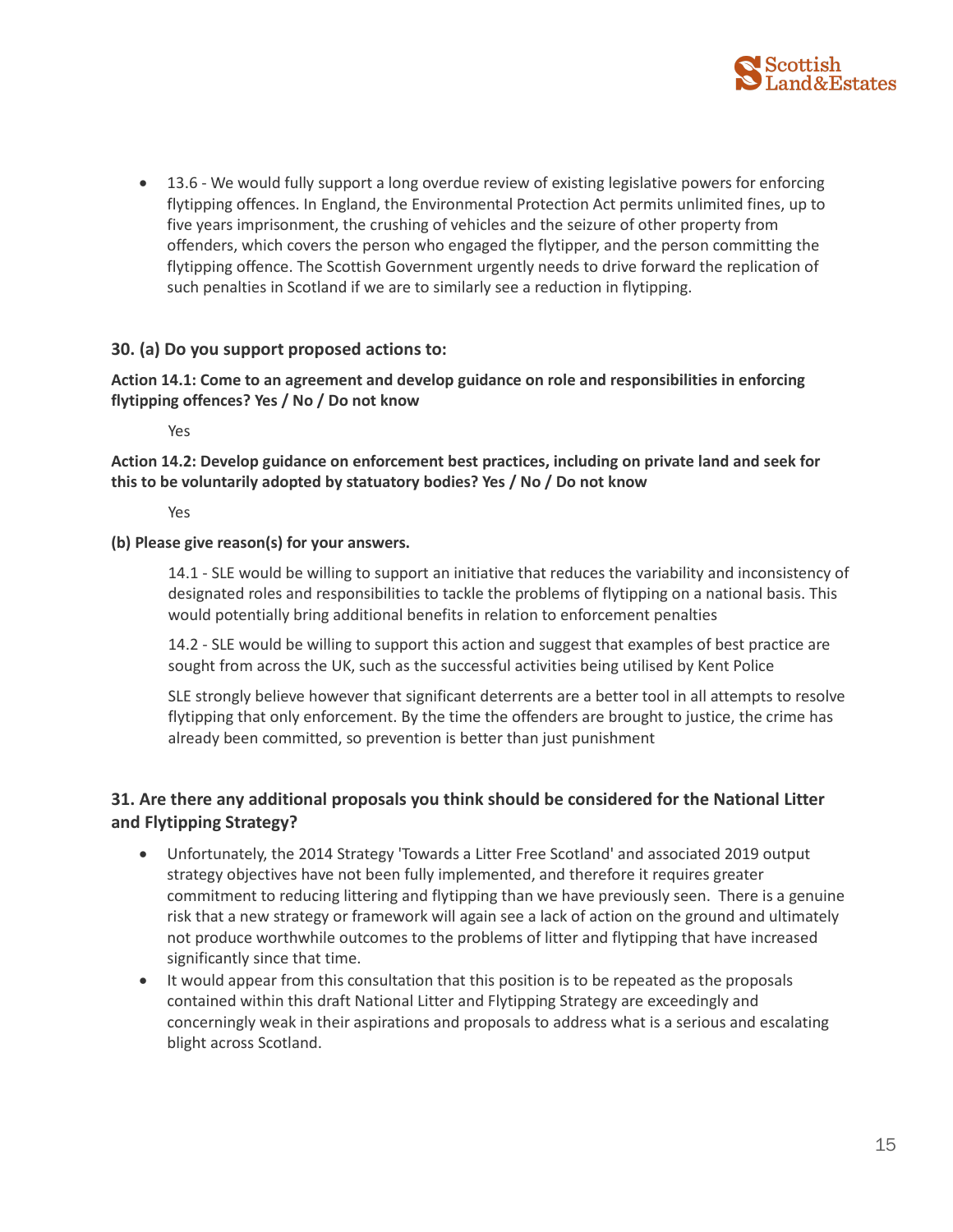- 13.6 - We would fully support a long overdue review of existing legislative powers for enforcing flytipping offences. In England, the Environmental Protection Act permits unlimited fines, up to five years imprisonment, the crushing of vehicles and the seizure of other property from offenders, which covers the person who engaged the flytipper, and the person committing the flytipping offence. The Scottish Government urgently needs to drive forward the replication of such penalties in Scotland if we are to similarly see a reduction in flytipping.

**30. (a) Do you support proposed actions to:**

**Action 14.1: Come to an agreement and develop guidance on role and responsibilities in enforcing flytipping offences? Yes / No / Do not know**

Yes

**Action 14.2: Develop guidance on enforcement best practices, including on private land and seek for this to be voluntarily adopted by statutory bodies? Yes / No / Do not know**

Yes

**(b) Please give reason(s) for your answers.**

14.1 - SLE would be willing to support an initiative that reduces the variability and inconsistency of designated roles and responsibilities to tackle the problems of flytipping on a national basis. This would potentially bring additional benefits in relation to enforcement penalties

14.2 - SLE would be willing to support this action and suggest that examples of best practice are sought from across the UK, such as the successful activities being utilised by Kent Police

SLE strongly believe however that significant deterrents are a better tool in all attempts to resolve flytipping that only enforcement. By the time the offenders are brought to justice, the crime has already been committed, so prevention is better than just punishment

**31. Are there any additional proposals you think should be considered for the National Litter and Flytipping Strategy?**

- Unfortunately, the 2014 Strategy 'Towards a Litter Free Scotland' and associated 2019 output strategy objectives have not been fully implemented, and therefore it requires greater commitment to reducing littering and flytipping than we have previously seen. There is a genuine risk that a new strategy or framework will again see a lack of action on the ground and ultimately not produce worthwhile outcomes to the problems of litter and flytipping that have increased significantly since that time.
- It would appear from this consultation that this position is to be repeated as the proposals contained within this draft National Litter and Flytipping Strategy are exceedingly and concerningly weak in their aspirations and proposals to address what is a serious and escalating blight across Scotland.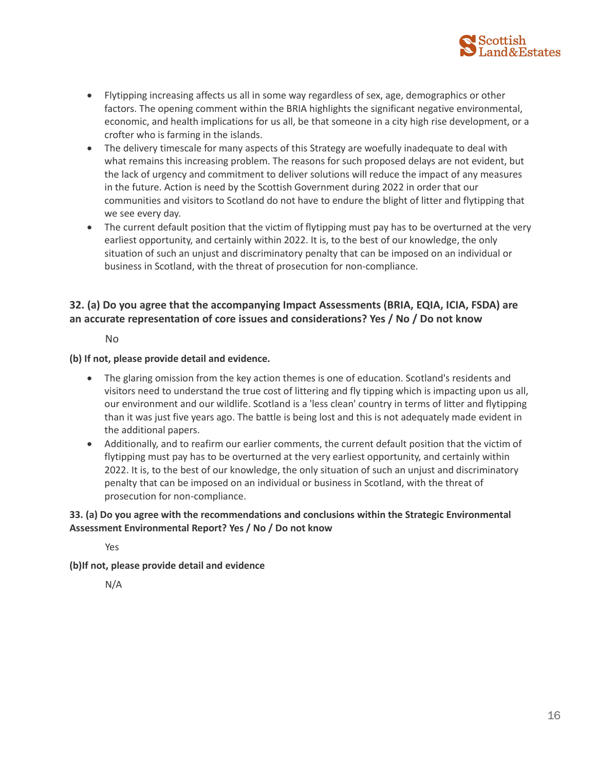- Flytipping increasing affects us all in some way regardless of sex, age, demographics or other factors. The opening comment within the BRIA highlights the significant negative environmental, economic, and health implications for us all, be that someone in a city high rise development, or a crofter who is farming in the islands.
- The delivery timescale for many aspects of this Strategy are woefully inadequate to deal with what remains this increasing problem. The reasons for such proposed delays are not evident, but the lack of urgency and commitment to deliver solutions will reduce the impact of any measures in the future. Action is need by the Scottish Government during 2022 in order that our communities and visitors to Scotland do not have to endure the blight of litter and flytipping that we see every day.
- The current default position that the victim of flytipping must pay has to be overturned at the very earliest opportunity, and certainly within 2022. It is, to the best of our knowledge, the only situation of such an unjust and discriminatory penalty that can be imposed on an individual or business in Scotland, with the threat of prosecution for non-compliance.

### 32. (a) Do you agree that the accompanying Impact Assessments (BRIA, EQIA, ICIA, FSDA) are an accurate representation of core issues and considerations? Yes / No / Do not know

No

**(b) If not, please provide detail and evidence.**

- The glaring omission from the key action themes is one of education. Scotland's residents and visitors need to understand the true cost of littering and fly tipping which is impacting upon us all, our environment and our wildlife. Scotland is a 'less clean' country in terms of litter and flytipping than it was just five years ago. The battle is being lost and this is not adequately made evident in the additional papers.
- Additionally, and to reafirm our earlier comments, the current default position that the victim of flytipping must pay has to be overturned at the very earliest opportunity, and certainly within 2022. It is, to the best of our knowledge, the only situation of such an unjust and discriminatory penalty that can be imposed on an individual or business in Scotland, with the threat of prosecution for non-compliance.

**33. (a) Do you agree with the recommendations and conclusions within the Strategic Environmental Assessment Environmental Report? Yes / No / Do not know**

Yes

**(b)If not, please provide detail and evidence**

N/A